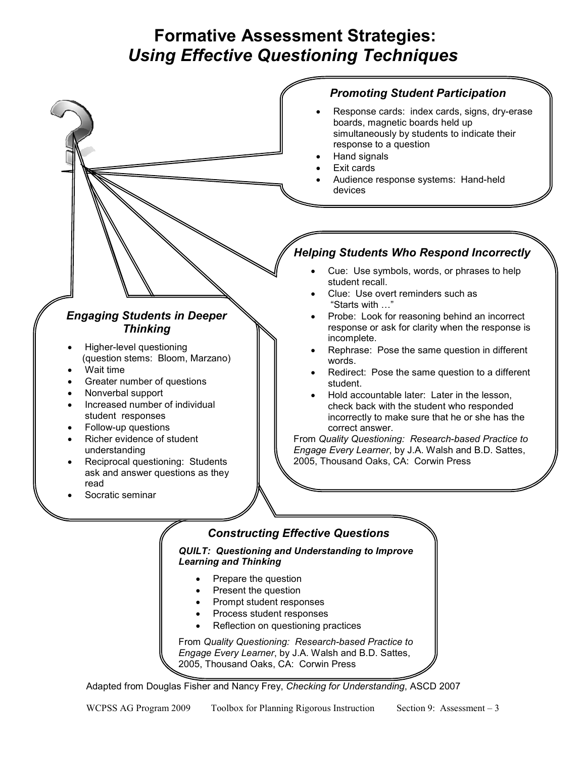# Formative Assessment Strategies: *Using Effective Questioning Techniques*

### *Promoting Student Participation*

- Response cards: index cards, signs, dry-erase boards, magnetic boards held up simultaneously by students to indicate their response to a question
- Hand signals
- Exit cards
- Audience response systems: Hand-held devices

### *Helping Students Who Respond Incorrectly*

- Cue: Use symbols, words, or phrases to help student recall.
- Clue: Use overt reminders such as "Starts with …"
- Probe: Look for reasoning behind an incorrect response or ask for clarity when the response is incomplete.
- Rephrase: Pose the same question in different words.
- Redirect: Pose the same question to a different student.
- Hold accountable later: Later in the lesson, check back with the student who responded incorrectly to make sure that he or she has the correct answer.

From *Quality Questioning: Research-based Practice to Engage Every Learner*, by J.A. Walsh and B.D. Sattes, 2005, Thousand Oaks, CA: Corwin Press

### *Engaging Students in Deeper Thinking*

- Higher-level questioning (question stems: Bloom, Marzano)
- Wait time
- Greater number of questions
- Nonverbal support
- Increased number of individual student responses
- Follow-up questions
- Richer evidence of student understanding
- Reciprocal questioning: Students ask and answer questions as they read
- Socratic seminar

### *Constructing Effective Questions*

***QUILT: Questioning and Understanding to Improve Learning and Thinking***

- Prepare the question
- Present the question
- Prompt student responses
- Process student responses
- Reflection on questioning practices

From *Quality Questioning: Research-based Practice to Engage Every Learner*, by J.A. Walsh and B.D. Sattes, 2005, Thousand Oaks, CA: Corwin Press

Adapted from Douglas Fisher and Nancy Frey, *Checking for Understanding*, ASCD 2007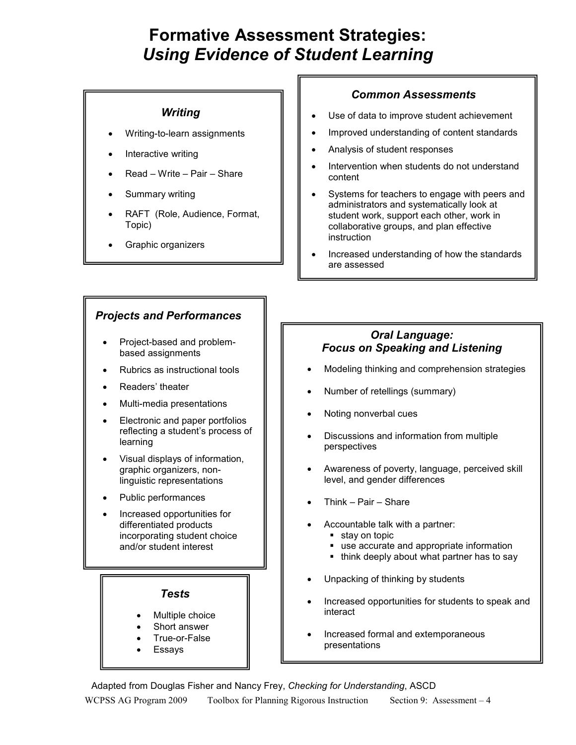# Formative Assessment Strategies: *Using Evidence of Student Learning*

### *Writing*

- Writing-to-learn assignments
- Interactive writing
- Read – Write – Pair – Share
- Summary writing
- RAFT (Role, Audience, Format, Topic)
- Graphic organizers

### *Common Assessments*

- Use of data to improve student achievement
- Improved understanding of content standards
- Analysis of student responses
- Intervention when students do not understand content
- Systems for teachers to engage with peers and administrators and systematically look at student work, support each other, work in collaborative groups, and plan effective instruction
- Increased understanding of how the standards are assessed

### *Projects and Performances*

- Project-based and problem-based assignments
- Rubrics as instructional tools
- Readers' theater
- Multi-media presentations
- Electronic and paper portfolios reflecting a student's process of learning
- Visual displays of information, graphic organizers, non-linguistic representations
- Public performances
- Increased opportunities for differentiated products incorporating student choice and/or student interest

### *Tests*

- Multiple choice
- Short answer
- True-or-False
- Essays

### *Oral Language: Focus on Speaking and Listening*

- Modeling thinking and comprehension strategies
- Number of retellings (summary)
- Noting nonverbal cues
- Discussions and information from multiple perspectives
- Awareness of poverty, language, perceived skill level, and gender differences
- Think – Pair – Share
- Accountable talk with a partner:
  - stay on topic
  - use accurate and appropriate information
  - think deeply about what partner has to say
- Unpacking of thinking by students
- Increased opportunities for students to speak and interact
- Increased formal and extemporaneous presentations

Adapted from Douglas Fisher and Nancy Frey, *Checking for Understanding*, ASCD